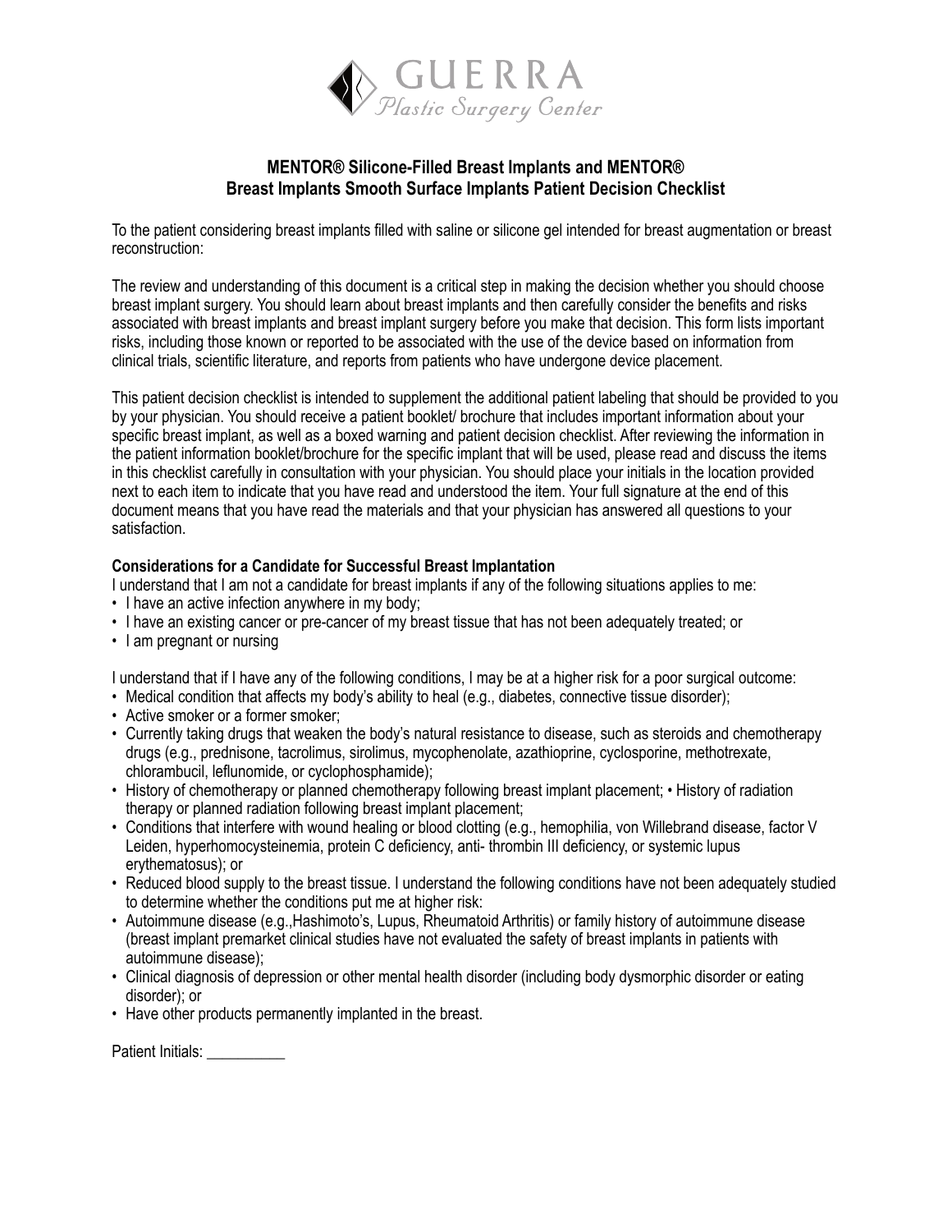GUERRA
*Plastic Surgery Center*

## MENTOR® Silicone-Filled Breast Implants and MENTOR® Breast Implants Smooth Surface Implants Patient Decision Checklist

To the patient considering breast implants filled with saline or silicone gel intended for breast augmentation or breast reconstruction:

The review and understanding of this document is a critical step in making the decision whether you should choose breast implant surgery. You should learn about breast implants and then carefully consider the benefits and risks associated with breast implants and breast implant surgery before you make that decision. This form lists important risks, including those known or reported to be associated with the use of the device based on information from clinical trials, scientific literature, and reports from patients who have undergone device placement.

This patient decision checklist is intended to supplement the additional patient labeling that should be provided to you by your physician. You should receive a patient booklet/ brochure that includes important information about your specific breast implant, as well as a boxed warning and patient decision checklist. After reviewing the information in the patient information booklet/brochure for the specific implant that will be used, please read and discuss the items in this checklist carefully in consultation with your physician. You should place your initials in the location provided next to each item to indicate that you have read and understood the item. Your full signature at the end of this document means that you have read the materials and that your physician has answered all questions to your satisfaction.

**Considerations for a Candidate for Successful Breast Implantation**

I understand that I am not a candidate for breast implants if any of the following situations applies to me:

- I have an active infection anywhere in my body;
- I have an existing cancer or pre-cancer of my breast tissue that has not been adequately treated; or
- I am pregnant or nursing

I understand that if I have any of the following conditions, I may be at a higher risk for a poor surgical outcome:

- Medical condition that affects my body's ability to heal (e.g., diabetes, connective tissue disorder);
- Active smoker or a former smoker;
- Currently taking drugs that weaken the body's natural resistance to disease, such as steroids and chemotherapy drugs (e.g., prednisone, tacrolimus, sirolimus, mycophenolate, azathioprine, cyclosporine, methotrexate, chlorambucil, leflunomide, or cyclophosphamide);
- History of chemotherapy or planned chemotherapy following breast implant placement; • History of radiation therapy or planned radiation following breast implant placement;
- Conditions that interfere with wound healing or blood clotting (e.g., hemophilia, von Willebrand disease, factor V Leiden, hyperhomocysteinemia, protein C deficiency, anti- thrombin III deficiency, or systemic lupus erythematosus); or
- Reduced blood supply to the breast tissue. I understand the following conditions have not been adequately studied to determine whether the conditions put me at higher risk:
- Autoimmune disease (e.g.,Hashimoto's, Lupus, Rheumatoid Arthritis) or family history of autoimmune disease (breast implant premarket clinical studies have not evaluated the safety of breast implants in patients with autoimmune disease);
- Clinical diagnosis of depression or other mental health disorder (including body dysmorphic disorder or eating disorder); or
- Have other products permanently implanted in the breast.

Patient Initials: __________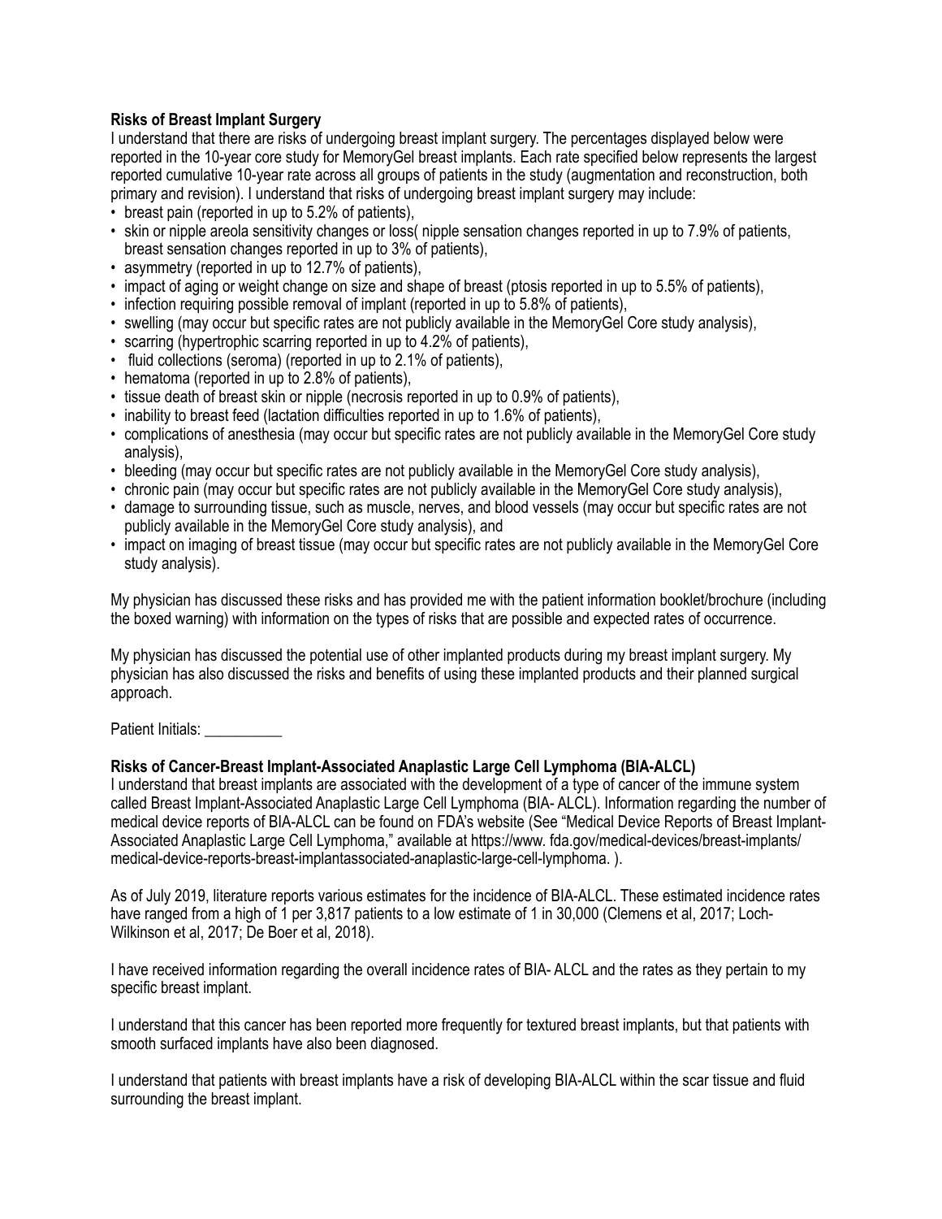**Risks of Breast Implant Surgery**

I understand that there are risks of undergoing breast implant surgery. The percentages displayed below were reported in the 10-year core study for MemoryGel breast implants. Each rate specified below represents the largest reported cumulative 10-year rate across all groups of patients in the study (augmentation and reconstruction, both primary and revision). I understand that risks of undergoing breast implant surgery may include:

- breast pain (reported in up to 5.2% of patients),
- skin or nipple areola sensitivity changes or loss( nipple sensation changes reported in up to 7.9% of patients, breast sensation changes reported in up to 3% of patients),
- asymmetry (reported in up to 12.7% of patients),
- impact of aging or weight change on size and shape of breast (ptosis reported in up to 5.5% of patients),
- infection requiring possible removal of implant (reported in up to 5.8% of patients),
- swelling (may occur but specific rates are not publicly available in the MemoryGel Core study analysis),
- scarring (hypertrophic scarring reported in up to 4.2% of patients),
- fluid collections (seroma) (reported in up to 2.1% of patients),
- hematoma (reported in up to 2.8% of patients),
- tissue death of breast skin or nipple (necrosis reported in up to 0.9% of patients),
- inability to breast feed (lactation difficulties reported in up to 1.6% of patients),
- complications of anesthesia (may occur but specific rates are not publicly available in the MemoryGel Core study analysis),
- bleeding (may occur but specific rates are not publicly available in the MemoryGel Core study analysis),
- chronic pain (may occur but specific rates are not publicly available in the MemoryGel Core study analysis),
- damage to surrounding tissue, such as muscle, nerves, and blood vessels (may occur but specific rates are not publicly available in the MemoryGel Core study analysis), and
- impact on imaging of breast tissue (may occur but specific rates are not publicly available in the MemoryGel Core study analysis).

My physician has discussed these risks and has provided me with the patient information booklet/brochure (including the boxed warning) with information on the types of risks that are possible and expected rates of occurrence.

My physician has discussed the potential use of other implanted products during my breast implant surgery. My physician has also discussed the risks and benefits of using these implanted products and their planned surgical approach.

Patient Initials: __________

**Risks of Cancer-Breast Implant-Associated Anaplastic Large Cell Lymphoma (BIA-ALCL)**

I understand that breast implants are associated with the development of a type of cancer of the immune system called Breast Implant-Associated Anaplastic Large Cell Lymphoma (BIA- ALCL). Information regarding the number of medical device reports of BIA-ALCL can be found on FDA's website (See "Medical Device Reports of Breast Implant-Associated Anaplastic Large Cell Lymphoma," available at https://www. fda.gov/medical-devices/breast-implants/ medical-device-reports-breast-implantassociated-anaplastic-large-cell-lymphoma. ).

As of July 2019, literature reports various estimates for the incidence of BIA-ALCL. These estimated incidence rates have ranged from a high of 1 per 3,817 patients to a low estimate of 1 in 30,000 (Clemens et al, 2017; Loch-Wilkinson et al, 2017; De Boer et al, 2018).

I have received information regarding the overall incidence rates of BIA- ALCL and the rates as they pertain to my specific breast implant.

I understand that this cancer has been reported more frequently for textured breast implants, but that patients with smooth surfaced implants have also been diagnosed.

I understand that patients with breast implants have a risk of developing BIA-ALCL within the scar tissue and fluid surrounding the breast implant.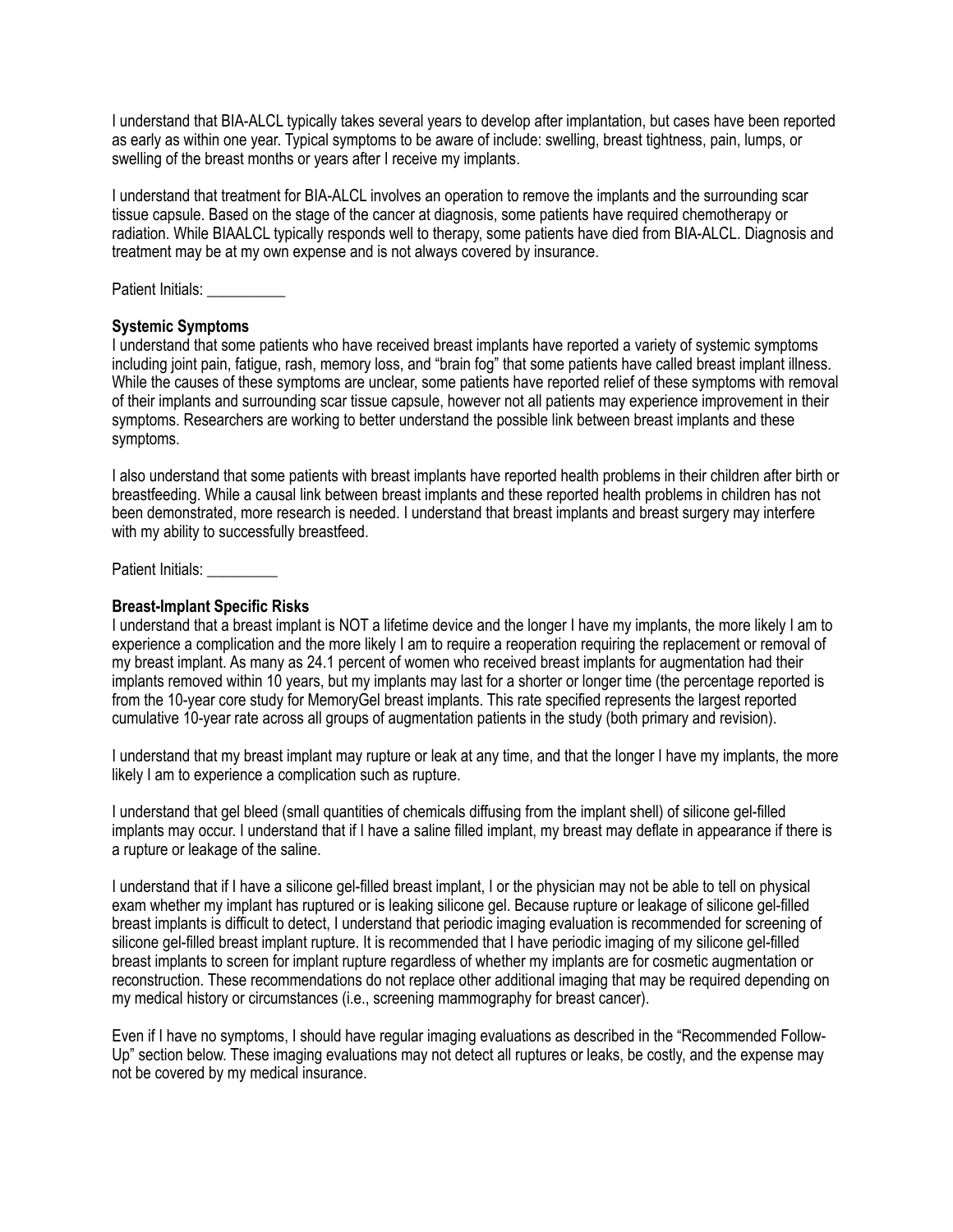I understand that BIA-ALCL typically takes several years to develop after implantation, but cases have been reported as early as within one year. Typical symptoms to be aware of include: swelling, breast tightness, pain, lumps, or swelling of the breast months or years after I receive my implants.

I understand that treatment for BIA-ALCL involves an operation to remove the implants and the surrounding scar tissue capsule. Based on the stage of the cancer at diagnosis, some patients have required chemotherapy or radiation. While BIAALCL typically responds well to therapy, some patients have died from BIA-ALCL. Diagnosis and treatment may be at my own expense and is not always covered by insurance.

Patient Initials: __________

**Systemic Symptoms**

I understand that some patients who have received breast implants have reported a variety of systemic symptoms including joint pain, fatigue, rash, memory loss, and "brain fog" that some patients have called breast implant illness. While the causes of these symptoms are unclear, some patients have reported relief of these symptoms with removal of their implants and surrounding scar tissue capsule, however not all patients may experience improvement in their symptoms. Researchers are working to better understand the possible link between breast implants and these symptoms.

I also understand that some patients with breast implants have reported health problems in their children after birth or breastfeeding. While a causal link between breast implants and these reported health problems in children has not been demonstrated, more research is needed. I understand that breast implants and breast surgery may interfere with my ability to successfully breastfeed.

Patient Initials: _________

**Breast-Implant Specific Risks**

I understand that a breast implant is NOT a lifetime device and the longer I have my implants, the more likely I am to experience a complication and the more likely I am to require a reoperation requiring the replacement or removal of my breast implant. As many as 24.1 percent of women who received breast implants for augmentation had their implants removed within 10 years, but my implants may last for a shorter or longer time (the percentage reported is from the 10-year core study for MemoryGel breast implants. This rate specified represents the largest reported cumulative 10-year rate across all groups of augmentation patients in the study (both primary and revision).

I understand that my breast implant may rupture or leak at any time, and that the longer I have my implants, the more likely I am to experience a complication such as rupture.

I understand that gel bleed (small quantities of chemicals diffusing from the implant shell) of silicone gel-filled implants may occur. I understand that if I have a saline filled implant, my breast may deflate in appearance if there is a rupture or leakage of the saline.

I understand that if I have a silicone gel-filled breast implant, I or the physician may not be able to tell on physical exam whether my implant has ruptured or is leaking silicone gel. Because rupture or leakage of silicone gel-filled breast implants is difficult to detect, I understand that periodic imaging evaluation is recommended for screening of silicone gel-filled breast implant rupture. It is recommended that I have periodic imaging of my silicone gel-filled breast implants to screen for implant rupture regardless of whether my implants are for cosmetic augmentation or reconstruction. These recommendations do not replace other additional imaging that may be required depending on my medical history or circumstances (i.e., screening mammography for breast cancer).

Even if I have no symptoms, I should have regular imaging evaluations as described in the "Recommended Follow-Up" section below. These imaging evaluations may not detect all ruptures or leaks, be costly, and the expense may not be covered by my medical insurance.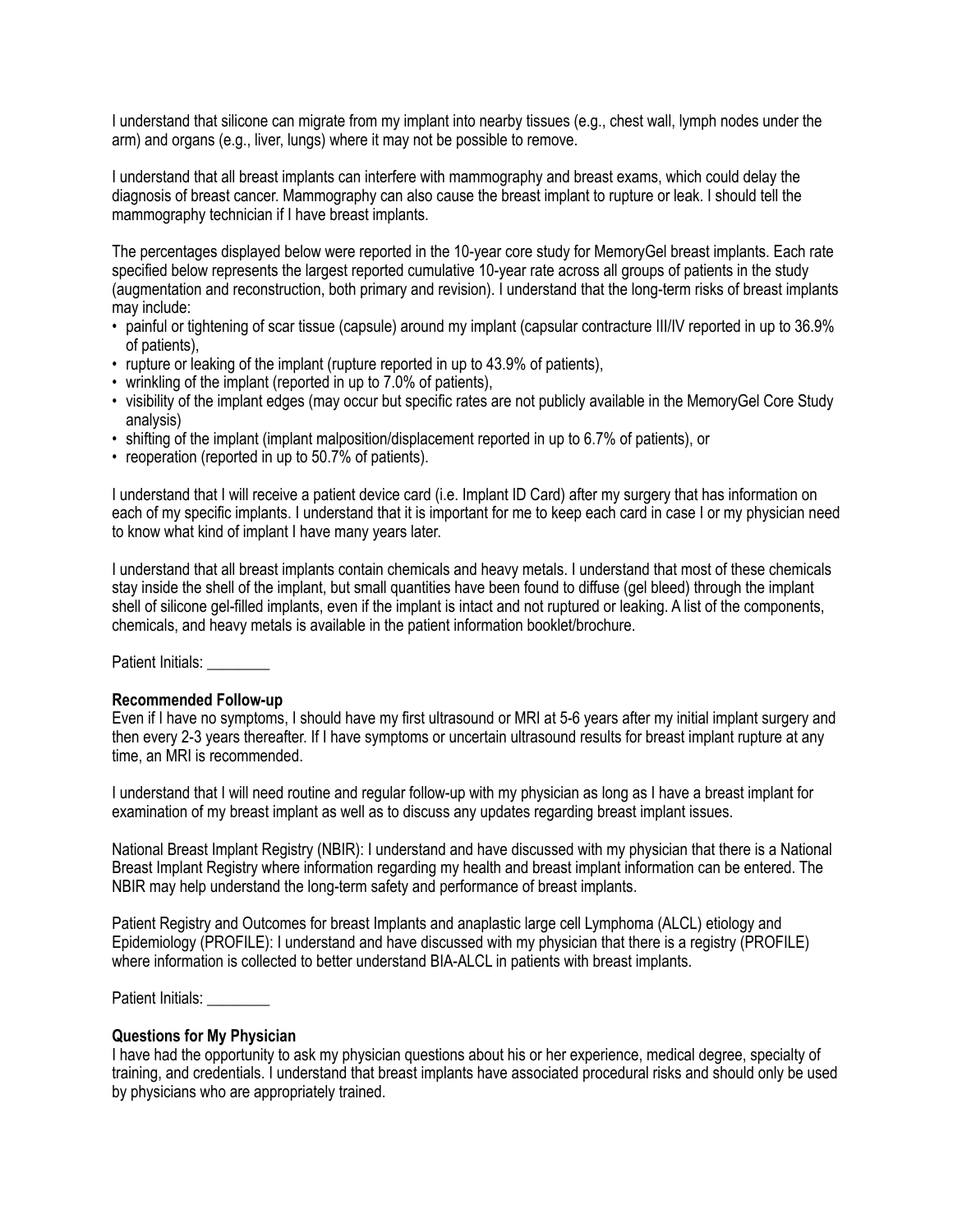I understand that silicone can migrate from my implant into nearby tissues (e.g., chest wall, lymph nodes under the arm) and organs (e.g., liver, lungs) where it may not be possible to remove.

I understand that all breast implants can interfere with mammography and breast exams, which could delay the diagnosis of breast cancer. Mammography can also cause the breast implant to rupture or leak. I should tell the mammography technician if I have breast implants.

The percentages displayed below were reported in the 10-year core study for MemoryGel breast implants. Each rate specified below represents the largest reported cumulative 10-year rate across all groups of patients in the study (augmentation and reconstruction, both primary and revision). I understand that the long-term risks of breast implants may include:

- painful or tightening of scar tissue (capsule) around my implant (capsular contracture III/IV reported in up to 36.9% of patients),
- rupture or leaking of the implant (rupture reported in up to 43.9% of patients),
- wrinkling of the implant (reported in up to 7.0% of patients),
- visibility of the implant edges (may occur but specific rates are not publicly available in the MemoryGel Core Study analysis)
- shifting of the implant (implant malposition/displacement reported in up to 6.7% of patients), or
- reoperation (reported in up to 50.7% of patients).

I understand that I will receive a patient device card (i.e. Implant ID Card) after my surgery that has information on each of my specific implants. I understand that it is important for me to keep each card in case I or my physician need to know what kind of implant I have many years later.

I understand that all breast implants contain chemicals and heavy metals. I understand that most of these chemicals stay inside the shell of the implant, but small quantities have been found to diffuse (gel bleed) through the implant shell of silicone gel-filled implants, even if the implant is intact and not ruptured or leaking. A list of the components, chemicals, and heavy metals is available in the patient information booklet/brochure.

Patient Initials: ________

**Recommended Follow-up**

Even if I have no symptoms, I should have my first ultrasound or MRI at 5-6 years after my initial implant surgery and then every 2-3 years thereafter. If I have symptoms or uncertain ultrasound results for breast implant rupture at any time, an MRI is recommended.

I understand that I will need routine and regular follow-up with my physician as long as I have a breast implant for examination of my breast implant as well as to discuss any updates regarding breast implant issues.

National Breast Implant Registry (NBIR): I understand and have discussed with my physician that there is a National Breast Implant Registry where information regarding my health and breast implant information can be entered. The NBIR may help understand the long-term safety and performance of breast implants.

Patient Registry and Outcomes for breast Implants and anaplastic large cell Lymphoma (ALCL) etiology and Epidemiology (PROFILE): I understand and have discussed with my physician that there is a registry (PROFILE) where information is collected to better understand BIA-ALCL in patients with breast implants.

Patient Initials: ________

**Questions for My Physician**

I have had the opportunity to ask my physician questions about his or her experience, medical degree, specialty of training, and credentials. I understand that breast implants have associated procedural risks and should only be used by physicians who are appropriately trained.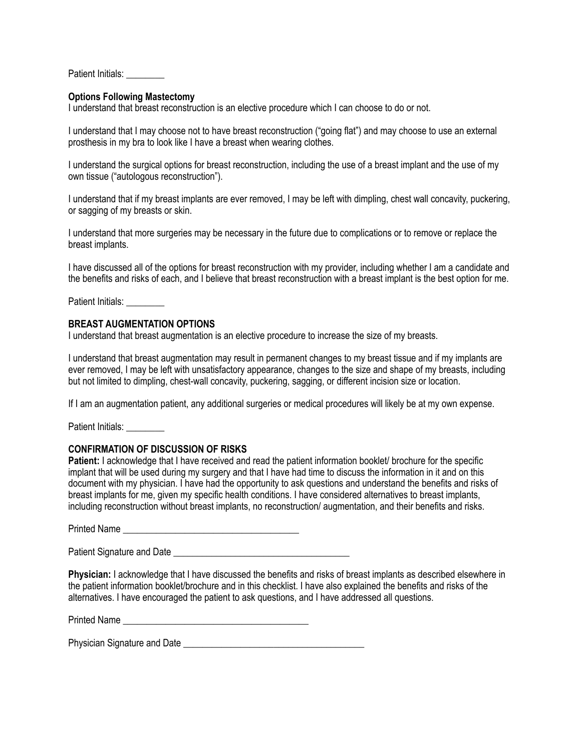Patient Initials: ________

**Options Following Mastectomy**

I understand that breast reconstruction is an elective procedure which I can choose to do or not.

I understand that I may choose not to have breast reconstruction ("going flat") and may choose to use an external prosthesis in my bra to look like I have a breast when wearing clothes.

I understand the surgical options for breast reconstruction, including the use of a breast implant and the use of my own tissue ("autologous reconstruction").

I understand that if my breast implants are ever removed, I may be left with dimpling, chest wall concavity, puckering, or sagging of my breasts or skin.

I understand that more surgeries may be necessary in the future due to complications or to remove or replace the breast implants.

I have discussed all of the options for breast reconstruction with my provider, including whether I am a candidate and the benefits and risks of each, and I believe that breast reconstruction with a breast implant is the best option for me.

Patient Initials: ________

**BREAST AUGMENTATION OPTIONS**

I understand that breast augmentation is an elective procedure to increase the size of my breasts.

I understand that breast augmentation may result in permanent changes to my breast tissue and if my implants are ever removed, I may be left with unsatisfactory appearance, changes to the size and shape of my breasts, including but not limited to dimpling, chest-wall concavity, puckering, sagging, or different incision size or location.

If I am an augmentation patient, any additional surgeries or medical procedures will likely be at my own expense.

Patient Initials: ________

**CONFIRMATION OF DISCUSSION OF RISKS**

**Patient:** I acknowledge that I have received and read the patient information booklet/ brochure for the specific implant that will be used during my surgery and that I have had time to discuss the information in it and on this document with my physician. I have had the opportunity to ask questions and understand the benefits and risks of breast implants for me, given my specific health conditions. I have considered alternatives to breast implants, including reconstruction without breast implants, no reconstruction/ augmentation, and their benefits and risks.

Printed Name ____________________________________

Patient Signature and Date ____________________________________

**Physician:** I acknowledge that I have discussed the benefits and risks of breast implants as described elsewhere in the patient information booklet/brochure and in this checklist. I have also explained the benefits and risks of the alternatives. I have encouraged the patient to ask questions, and I have addressed all questions.

Printed Name ______________________________________

Physician Signature and Date ______________________________________